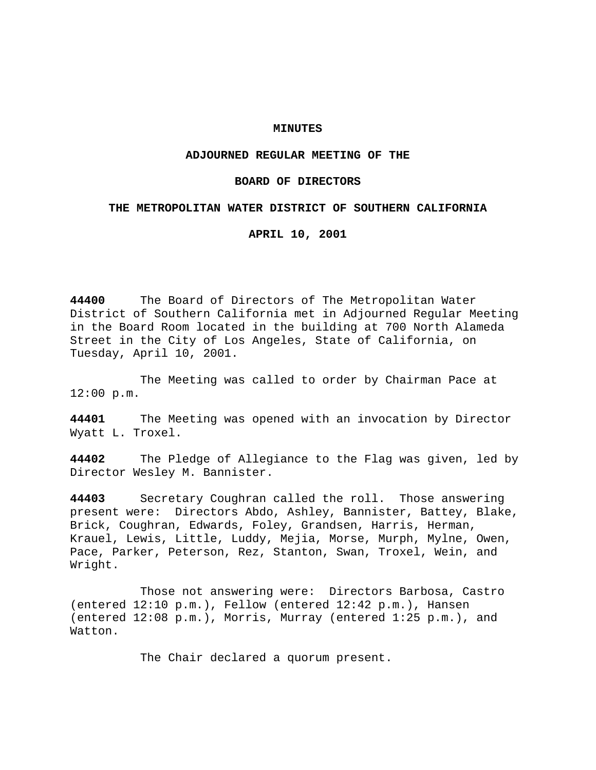# MINUTES

## ADJOURNED REGULAR MEETING OF THE

## BOARD OF DIRECTORS

## THE METROPOLITAN WATER DISTRICT OF SOUTHERN CALIFORNIA

## APRIL 10, 2001

**44400** The Board of Directors of The Metropolitan Water District of Southern California met in Adjourned Regular Meeting in the Board Room located in the building at 700 North Alameda Street in the City of Los Angeles, State of California, on Tuesday, April 10, 2001.

The Meeting was called to order by Chairman Pace at 12:00 p.m.

**44401** The Meeting was opened with an invocation by Director Wyatt L. Troxel.

**44402** The Pledge of Allegiance to the Flag was given, led by Director Wesley M. Bannister.

**44403** Secretary Coughran called the roll. Those answering present were: Directors Abdo, Ashley, Bannister, Battey, Blake, Brick, Coughran, Edwards, Foley, Grandsen, Harris, Herman, Krauel, Lewis, Little, Luddy, Mejia, Morse, Murph, Mylne, Owen, Pace, Parker, Peterson, Rez, Stanton, Swan, Troxel, Wein, and Wright.

Those not answering were: Directors Barbosa, Castro (entered 12:10 p.m.), Fellow (entered 12:42 p.m.), Hansen (entered 12:08 p.m.), Morris, Murray (entered 1:25 p.m.), and Watton.

The Chair declared a quorum present.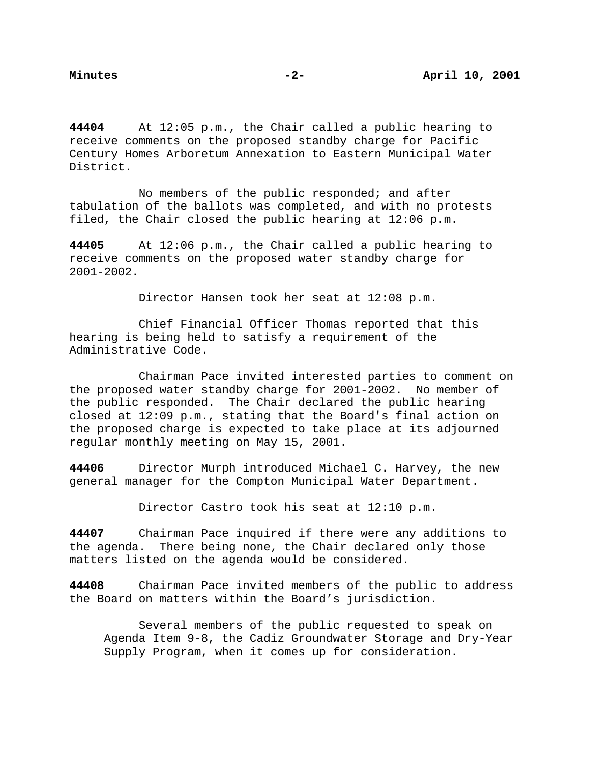**44404** At 12:05 p.m., the Chair called a public hearing to receive comments on the proposed standby charge for Pacific Century Homes Arboretum Annexation to Eastern Municipal Water District.

No members of the public responded; and after tabulation of the ballots was completed, and with no protests filed, the Chair closed the public hearing at 12:06 p.m.

**44405** At 12:06 p.m., the Chair called a public hearing to receive comments on the proposed water standby charge for 2001-2002.

Director Hansen took her seat at 12:08 p.m.

Chief Financial Officer Thomas reported that this hearing is being held to satisfy a requirement of the Administrative Code.

Chairman Pace invited interested parties to comment on the proposed water standby charge for 2001-2002. No member of the public responded. The Chair declared the public hearing closed at 12:09 p.m., stating that the Board's final action on the proposed charge is expected to take place at its adjourned regular monthly meeting on May 15, 2001.

**44406** Director Murph introduced Michael C. Harvey, the new general manager for the Compton Municipal Water Department.

Director Castro took his seat at 12:10 p.m.

**44407** Chairman Pace inquired if there were any additions to the agenda. There being none, the Chair declared only those matters listed on the agenda would be considered.

**44408** Chairman Pace invited members of the public to address the Board on matters within the Board's jurisdiction.

Several members of the public requested to speak on Agenda Item 9-8, the Cadiz Groundwater Storage and Dry-Year Supply Program, when it comes up for consideration.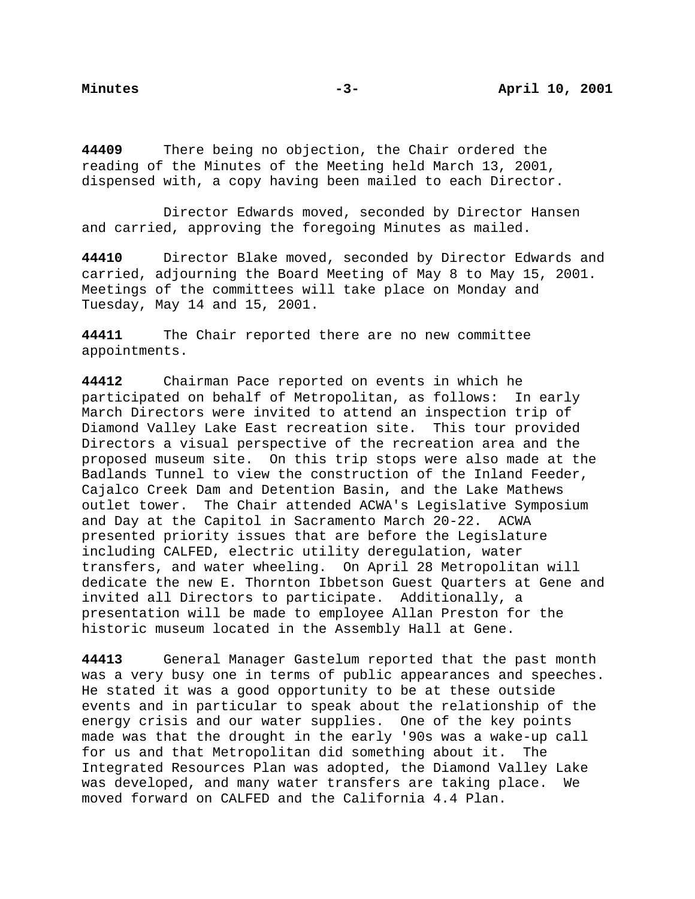**44409** There being no objection, the Chair ordered the reading of the Minutes of the Meeting held March 13, 2001, dispensed with, a copy having been mailed to each Director.

Director Edwards moved, seconded by Director Hansen and carried, approving the foregoing Minutes as mailed.

**44410** Director Blake moved, seconded by Director Edwards and carried, adjourning the Board Meeting of May 8 to May 15, 2001. Meetings of the committees will take place on Monday and Tuesday, May 14 and 15, 2001.

**44411** The Chair reported there are no new committee appointments.

**44412** Chairman Pace reported on events in which he participated on behalf of Metropolitan, as follows: In early March Directors were invited to attend an inspection trip of Diamond Valley Lake East recreation site. This tour provided Directors a visual perspective of the recreation area and the proposed museum site. On this trip stops were also made at the Badlands Tunnel to view the construction of the Inland Feeder, Cajalco Creek Dam and Detention Basin, and the Lake Mathews outlet tower. The Chair attended ACWA's Legislative Symposium and Day at the Capitol in Sacramento March 20-22. ACWA presented priority issues that are before the Legislature including CALFED, electric utility deregulation, water transfers, and water wheeling. On April 28 Metropolitan will dedicate the new E. Thornton Ibbetson Guest Quarters at Gene and invited all Directors to participate. Additionally, a presentation will be made to employee Allan Preston for the historic museum located in the Assembly Hall at Gene.

**44413** General Manager Gastelum reported that the past month was a very busy one in terms of public appearances and speeches. He stated it was a good opportunity to be at these outside events and in particular to speak about the relationship of the energy crisis and our water supplies. One of the key points made was that the drought in the early '90s was a wake-up call for us and that Metropolitan did something about it. The Integrated Resources Plan was adopted, the Diamond Valley Lake was developed, and many water transfers are taking place. We moved forward on CALFED and the California 4.4 Plan.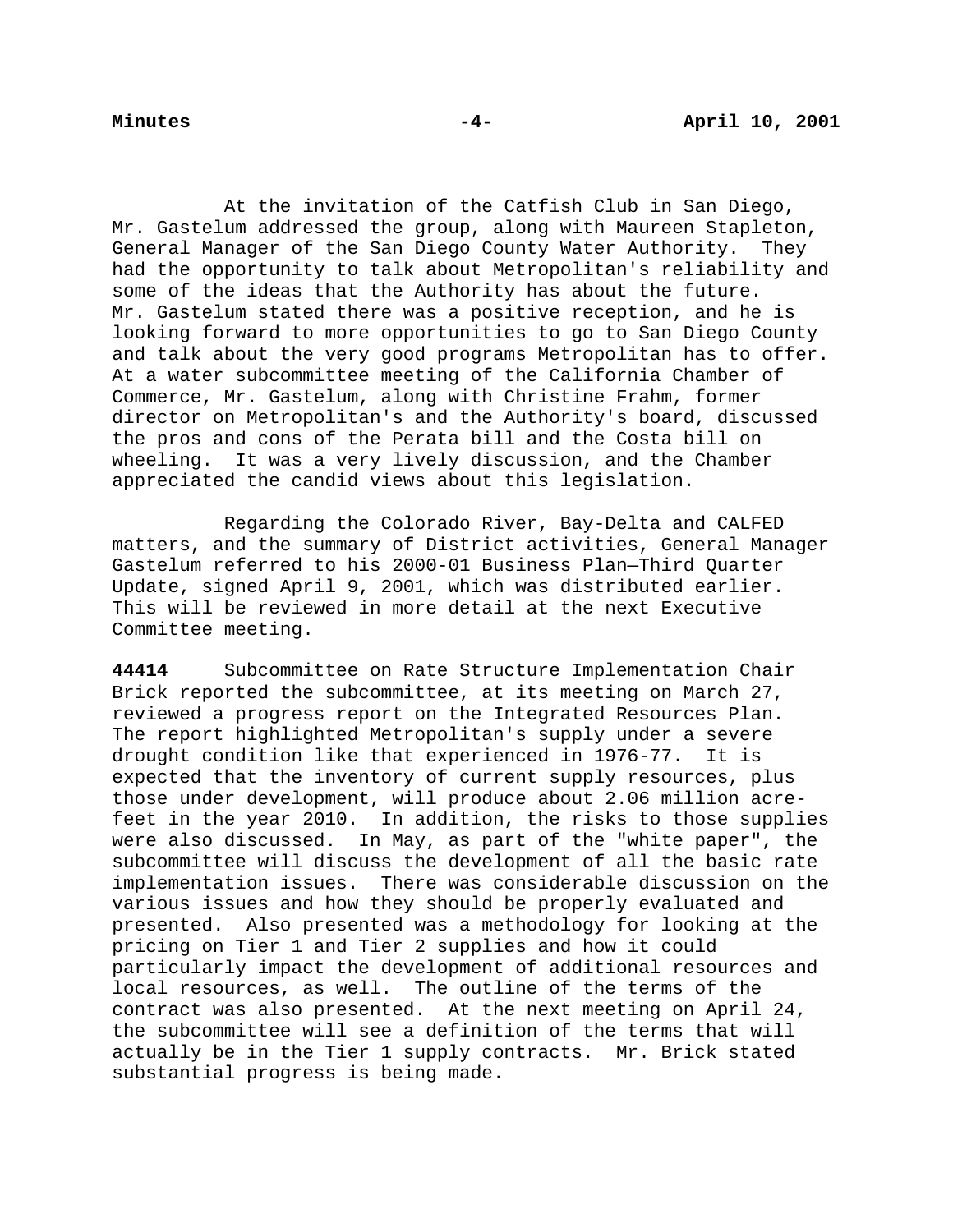At the invitation of the Catfish Club in San Diego, Mr. Gastelum addressed the group, along with Maureen Stapleton, General Manager of the San Diego County Water Authority. They had the opportunity to talk about Metropolitan's reliability and some of the ideas that the Authority has about the future. Mr. Gastelum stated there was a positive reception, and he is looking forward to more opportunities to go to San Diego County and talk about the very good programs Metropolitan has to offer. At a water subcommittee meeting of the California Chamber of Commerce, Mr. Gastelum, along with Christine Frahm, former director on Metropolitan's and the Authority's board, discussed the pros and cons of the Perata bill and the Costa bill on wheeling. It was a very lively discussion, and the Chamber appreciated the candid views about this legislation.

Regarding the Colorado River, Bay-Delta and CALFED matters, and the summary of District activities, General Manager Gastelum referred to his 2000-01 Business Plan—Third Quarter Update, signed April 9, 2001, which was distributed earlier. This will be reviewed in more detail at the next Executive Committee meeting.

**44414** Subcommittee on Rate Structure Implementation Chair Brick reported the subcommittee, at its meeting on March 27, reviewed a progress report on the Integrated Resources Plan. The report highlighted Metropolitan's supply under a severe drought condition like that experienced in 1976-77. It is expected that the inventory of current supply resources, plus those under development, will produce about 2.06 million acre-feet in the year 2010. In addition, the risks to those supplies were also discussed. In May, as part of the "white paper", the subcommittee will discuss the development of all the basic rate implementation issues. There was considerable discussion on the various issues and how they should be properly evaluated and presented. Also presented was a methodology for looking at the pricing on Tier 1 and Tier 2 supplies and how it could particularly impact the development of additional resources and local resources, as well. The outline of the terms of the contract was also presented. At the next meeting on April 24, the subcommittee will see a definition of the terms that will actually be in the Tier 1 supply contracts. Mr. Brick stated substantial progress is being made.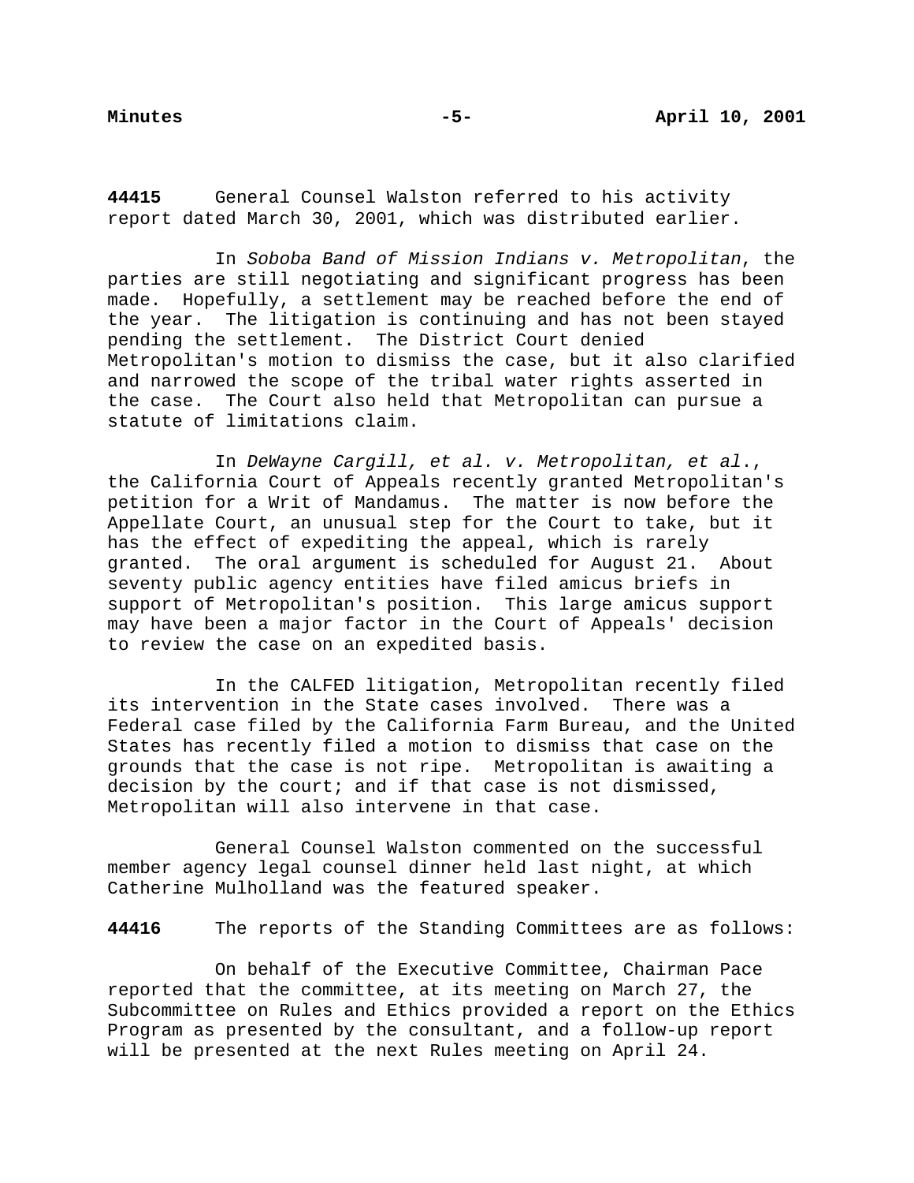**44415** General Counsel Walston referred to his activity report dated March 30, 2001, which was distributed earlier.

In *Soboba Band of Mission Indians v. Metropolitan*, the parties are still negotiating and significant progress has been made. Hopefully, a settlement may be reached before the end of the year. The litigation is continuing and has not been stayed pending the settlement. The District Court denied Metropolitan's motion to dismiss the case, but it also clarified and narrowed the scope of the tribal water rights asserted in the case. The Court also held that Metropolitan can pursue a statute of limitations claim.

In *DeWayne Cargill, et al. v. Metropolitan, et al.*, the California Court of Appeals recently granted Metropolitan's petition for a Writ of Mandamus. The matter is now before the Appellate Court, an unusual step for the Court to take, but it has the effect of expediting the appeal, which is rarely granted. The oral argument is scheduled for August 21. About seventy public agency entities have filed amicus briefs in support of Metropolitan's position. This large amicus support may have been a major factor in the Court of Appeals' decision to review the case on an expedited basis.

In the CALFED litigation, Metropolitan recently filed its intervention in the State cases involved. There was a Federal case filed by the California Farm Bureau, and the United States has recently filed a motion to dismiss that case on the grounds that the case is not ripe. Metropolitan is awaiting a decision by the court; and if that case is not dismissed, Metropolitan will also intervene in that case.

General Counsel Walston commented on the successful member agency legal counsel dinner held last night, at which Catherine Mulholland was the featured speaker.

**44416** The reports of the Standing Committees are as follows:

On behalf of the Executive Committee, Chairman Pace reported that the committee, at its meeting on March 27, the Subcommittee on Rules and Ethics provided a report on the Ethics Program as presented by the consultant, and a follow-up report will be presented at the next Rules meeting on April 24.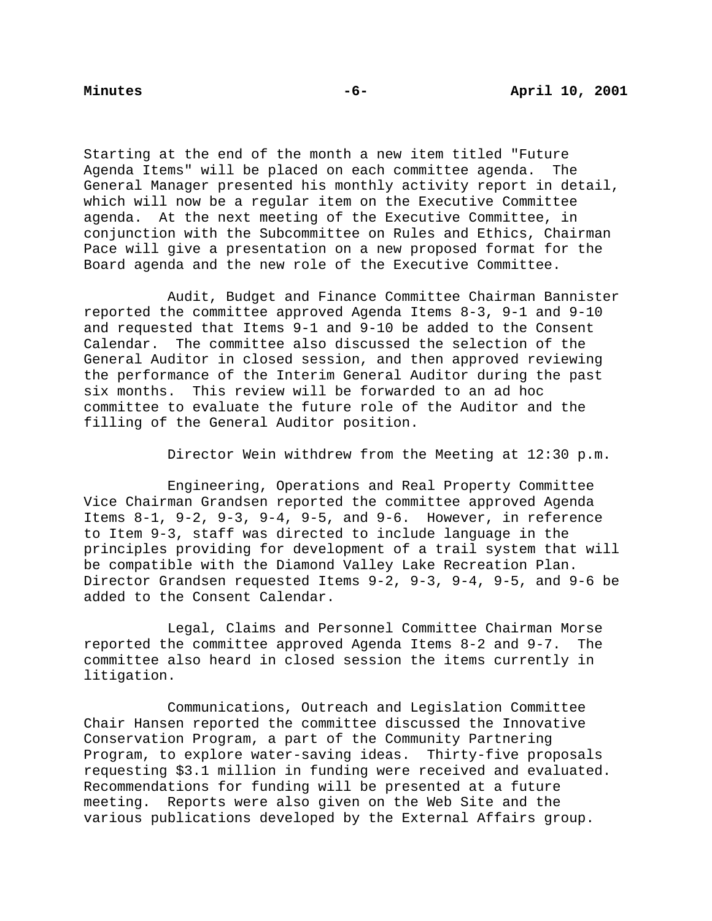Starting at the end of the month a new item titled "Future Agenda Items" will be placed on each committee agenda. The General Manager presented his monthly activity report in detail, which will now be a regular item on the Executive Committee agenda. At the next meeting of the Executive Committee, in conjunction with the Subcommittee on Rules and Ethics, Chairman Pace will give a presentation on a new proposed format for the Board agenda and the new role of the Executive Committee.

Audit, Budget and Finance Committee Chairman Bannister reported the committee approved Agenda Items 8-3, 9-1 and 9-10 and requested that Items 9-1 and 9-10 be added to the Consent Calendar. The committee also discussed the selection of the General Auditor in closed session, and then approved reviewing the performance of the Interim General Auditor during the past six months. This review will be forwarded to an ad hoc committee to evaluate the future role of the Auditor and the filling of the General Auditor position.

Director Wein withdrew from the Meeting at 12:30 p.m.

Engineering, Operations and Real Property Committee Vice Chairman Grandsen reported the committee approved Agenda Items 8-1, 9-2, 9-3, 9-4, 9-5, and 9-6. However, in reference to Item 9-3, staff was directed to include language in the principles providing for development of a trail system that will be compatible with the Diamond Valley Lake Recreation Plan. Director Grandsen requested Items 9-2, 9-3, 9-4, 9-5, and 9-6 be added to the Consent Calendar.

Legal, Claims and Personnel Committee Chairman Morse reported the committee approved Agenda Items 8-2 and 9-7. The committee also heard in closed session the items currently in litigation.

Communications, Outreach and Legislation Committee Chair Hansen reported the committee discussed the Innovative Conservation Program, a part of the Community Partnering Program, to explore water-saving ideas. Thirty-five proposals requesting $3.1 million in funding were received and evaluated. Recommendations for funding will be presented at a future meeting. Reports were also given on the Web Site and the various publications developed by the External Affairs group.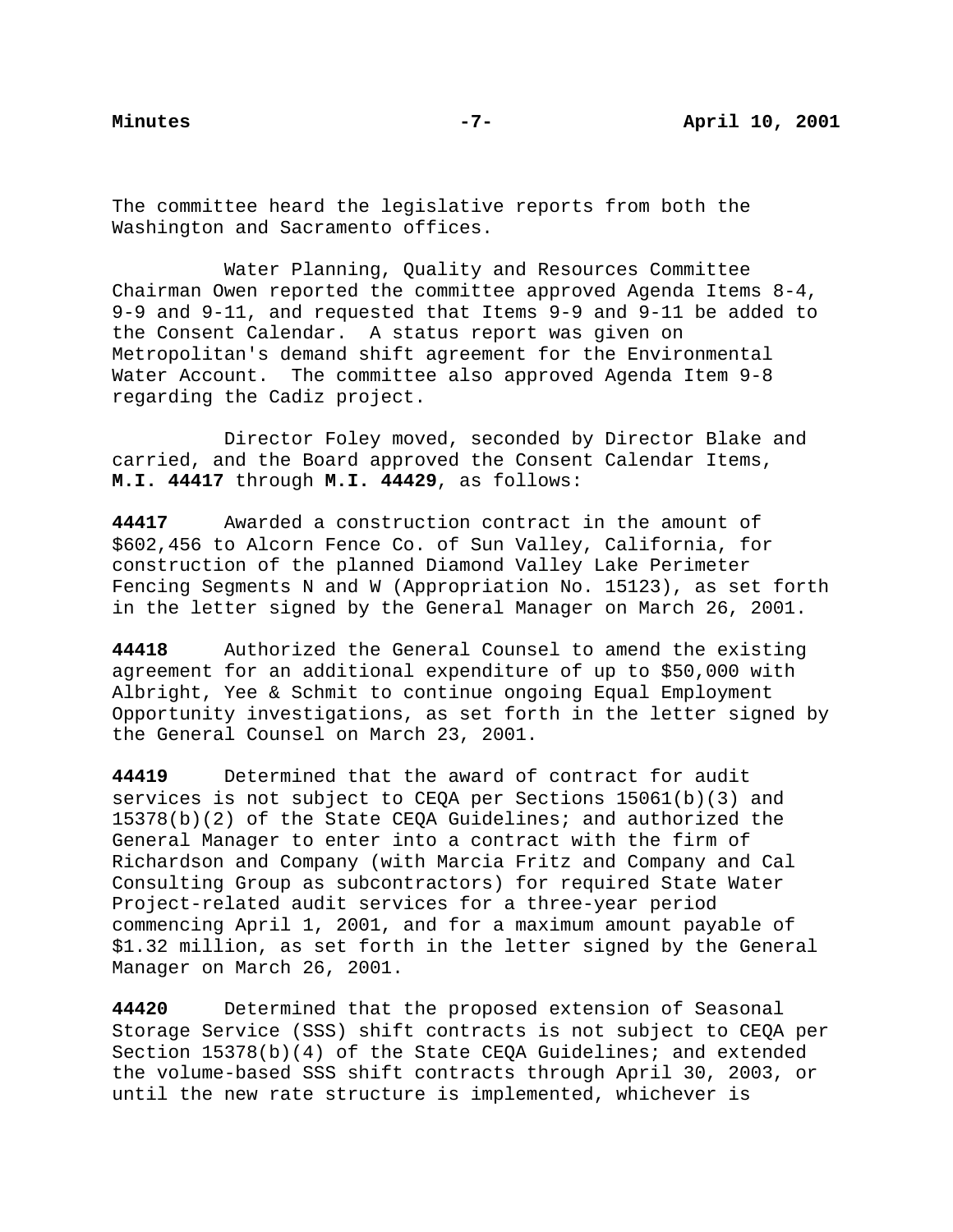The committee heard the legislative reports from both the Washington and Sacramento offices.

Water Planning, Quality and Resources Committee Chairman Owen reported the committee approved Agenda Items 8-4, 9-9 and 9-11, and requested that Items 9-9 and 9-11 be added to the Consent Calendar. A status report was given on Metropolitan's demand shift agreement for the Environmental Water Account. The committee also approved Agenda Item 9-8 regarding the Cadiz project.

Director Foley moved, seconded by Director Blake and carried, and the Board approved the Consent Calendar Items, **M.I. 44417** through **M.I. 44429**, as follows:

**44417** Awarded a construction contract in the amount of $602,456 to Alcorn Fence Co. of Sun Valley, California, for construction of the planned Diamond Valley Lake Perimeter Fencing Segments N and W (Appropriation No. 15123), as set forth in the letter signed by the General Manager on March 26, 2001.

**44418** Authorized the General Counsel to amend the existing agreement for an additional expenditure of up to $50,000 with Albright, Yee & Schmit to continue ongoing Equal Employment Opportunity investigations, as set forth in the letter signed by the General Counsel on March 23, 2001.

**44419** Determined that the award of contract for audit services is not subject to CEQA per Sections 15061(b)(3) and 15378(b)(2) of the State CEQA Guidelines; and authorized the General Manager to enter into a contract with the firm of Richardson and Company (with Marcia Fritz and Company and Cal Consulting Group as subcontractors) for required State Water Project-related audit services for a three-year period commencing April 1, 2001, and for a maximum amount payable of $1.32 million, as set forth in the letter signed by the General Manager on March 26, 2001.

**44420** Determined that the proposed extension of Seasonal Storage Service (SSS) shift contracts is not subject to CEQA per Section 15378(b)(4) of the State CEQA Guidelines; and extended the volume-based SSS shift contracts through April 30, 2003, or until the new rate structure is implemented, whichever is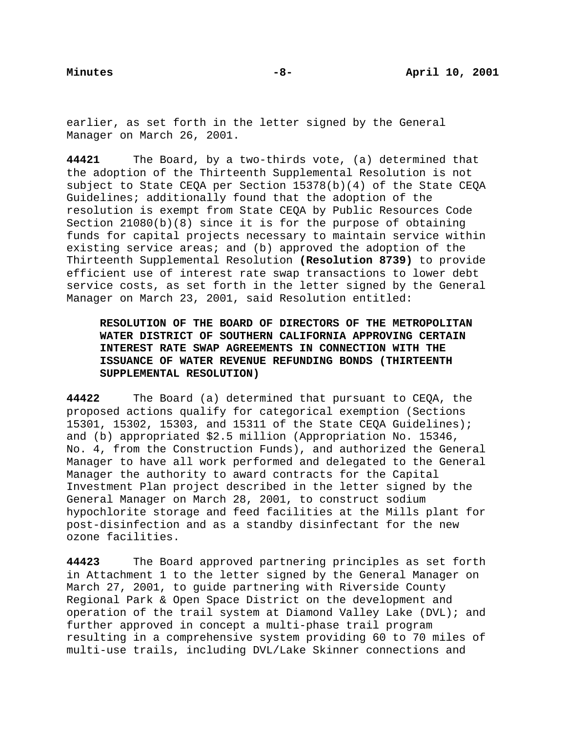earlier, as set forth in the letter signed by the General Manager on March 26, 2001.

**44421** The Board, by a two-thirds vote, (a) determined that the adoption of the Thirteenth Supplemental Resolution is not subject to State CEQA per Section 15378(b)(4) of the State CEQA Guidelines; additionally found that the adoption of the resolution is exempt from State CEQA by Public Resources Code Section 21080(b)(8) since it is for the purpose of obtaining funds for capital projects necessary to maintain service within existing service areas; and (b) approved the adoption of the Thirteenth Supplemental Resolution **(Resolution 8739)** to provide efficient use of interest rate swap transactions to lower debt service costs, as set forth in the letter signed by the General Manager on March 23, 2001, said Resolution entitled:

> **RESOLUTION OF THE BOARD OF DIRECTORS OF THE METROPOLITAN WATER DISTRICT OF SOUTHERN CALIFORNIA APPROVING CERTAIN INTEREST RATE SWAP AGREEMENTS IN CONNECTION WITH THE ISSUANCE OF WATER REVENUE REFUNDING BONDS (THIRTEENTH SUPPLEMENTAL RESOLUTION)**

**44422** The Board (a) determined that pursuant to CEQA, the proposed actions qualify for categorical exemption (Sections 15301, 15302, 15303, and 15311 of the State CEQA Guidelines); and (b) appropriated $2.5 million (Appropriation No. 15346, No. 4, from the Construction Funds), and authorized the General Manager to have all work performed and delegated to the General Manager the authority to award contracts for the Capital Investment Plan project described in the letter signed by the General Manager on March 28, 2001, to construct sodium hypochlorite storage and feed facilities at the Mills plant for post-disinfection and as a standby disinfectant for the new ozone facilities.

**44423** The Board approved partnering principles as set forth in Attachment 1 to the letter signed by the General Manager on March 27, 2001, to guide partnering with Riverside County Regional Park & Open Space District on the development and operation of the trail system at Diamond Valley Lake (DVL); and further approved in concept a multi-phase trail program resulting in a comprehensive system providing 60 to 70 miles of multi-use trails, including DVL/Lake Skinner connections and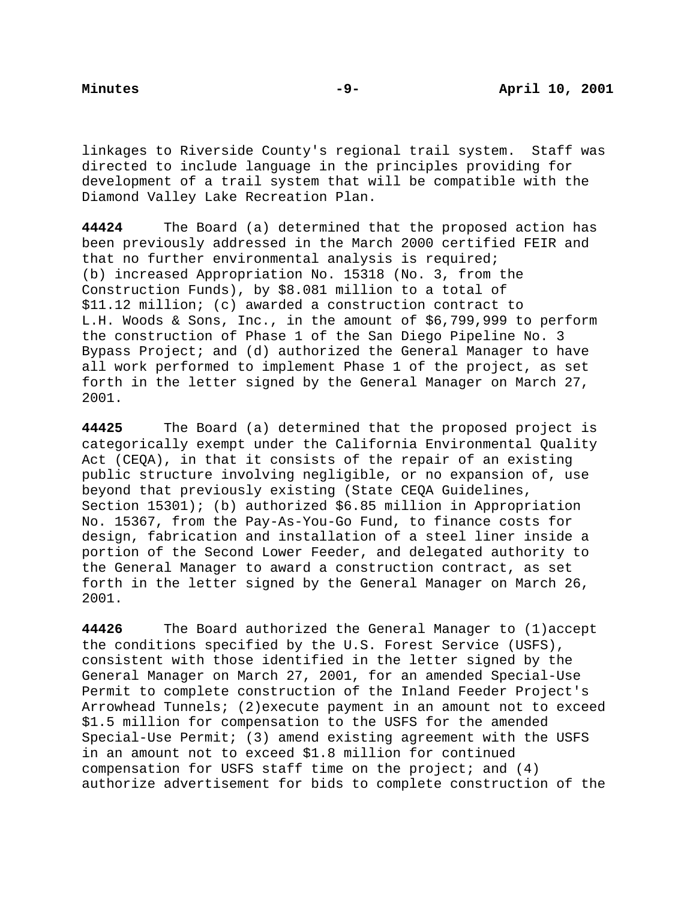linkages to Riverside County's regional trail system. Staff was directed to include language in the principles providing for development of a trail system that will be compatible with the Diamond Valley Lake Recreation Plan.

**44424** The Board (a) determined that the proposed action has been previously addressed in the March 2000 certified FEIR and that no further environmental analysis is required; (b) increased Appropriation No. 15318 (No. 3, from the Construction Funds), by $8.081 million to a total of $11.12 million; (c) awarded a construction contract to L.H. Woods & Sons, Inc., in the amount of $6,799,999 to perform the construction of Phase 1 of the San Diego Pipeline No. 3 Bypass Project; and (d) authorized the General Manager to have all work performed to implement Phase 1 of the project, as set forth in the letter signed by the General Manager on March 27, 2001.

**44425** The Board (a) determined that the proposed project is categorically exempt under the California Environmental Quality Act (CEQA), in that it consists of the repair of an existing public structure involving negligible, or no expansion of, use beyond that previously existing (State CEQA Guidelines, Section 15301); (b) authorized $6.85 million in Appropriation No. 15367, from the Pay-As-You-Go Fund, to finance costs for design, fabrication and installation of a steel liner inside a portion of the Second Lower Feeder, and delegated authority to the General Manager to award a construction contract, as set forth in the letter signed by the General Manager on March 26, 2001.

**44426** The Board authorized the General Manager to (1)accept the conditions specified by the U.S. Forest Service (USFS), consistent with those identified in the letter signed by the General Manager on March 27, 2001, for an amended Special-Use Permit to complete construction of the Inland Feeder Project's Arrowhead Tunnels; (2)execute payment in an amount not to exceed $1.5 million for compensation to the USFS for the amended Special-Use Permit; (3) amend existing agreement with the USFS in an amount not to exceed $1.8 million for continued compensation for USFS staff time on the project; and (4) authorize advertisement for bids to complete construction of the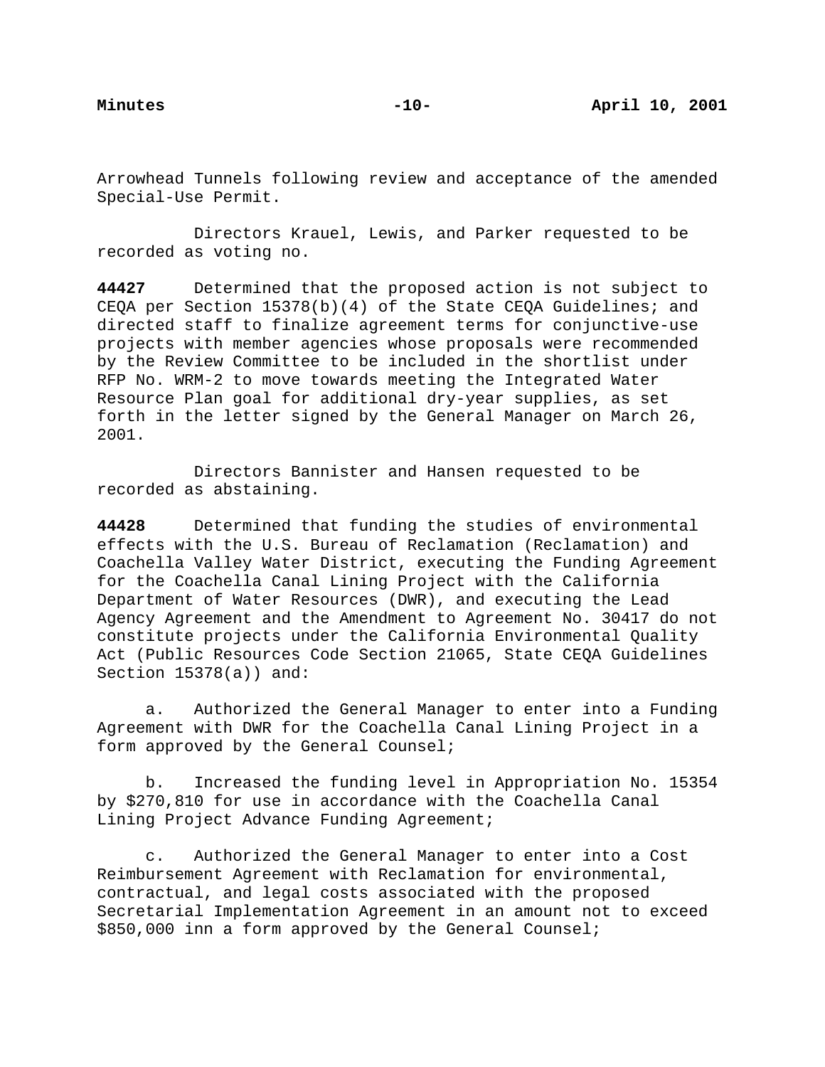Arrowhead Tunnels following review and acceptance of the amended Special-Use Permit.

Directors Krauel, Lewis, and Parker requested to be recorded as voting no.

**44427** Determined that the proposed action is not subject to CEQA per Section 15378(b)(4) of the State CEQA Guidelines; and directed staff to finalize agreement terms for conjunctive-use projects with member agencies whose proposals were recommended by the Review Committee to be included in the shortlist under RFP No. WRM-2 to move towards meeting the Integrated Water Resource Plan goal for additional dry-year supplies, as set forth in the letter signed by the General Manager on March 26, 2001.

Directors Bannister and Hansen requested to be recorded as abstaining.

**44428** Determined that funding the studies of environmental effects with the U.S. Bureau of Reclamation (Reclamation) and Coachella Valley Water District, executing the Funding Agreement for the Coachella Canal Lining Project with the California Department of Water Resources (DWR), and executing the Lead Agency Agreement and the Amendment to Agreement No. 30417 do not constitute projects under the California Environmental Quality Act (Public Resources Code Section 21065, State CEQA Guidelines Section 15378(a)) and:

a. Authorized the General Manager to enter into a Funding Agreement with DWR for the Coachella Canal Lining Project in a form approved by the General Counsel;

b. Increased the funding level in Appropriation No. 15354 by $270,810 for use in accordance with the Coachella Canal Lining Project Advance Funding Agreement;

c. Authorized the General Manager to enter into a Cost Reimbursement Agreement with Reclamation for environmental, contractual, and legal costs associated with the proposed Secretarial Implementation Agreement in an amount not to exceed $850,000 inn a form approved by the General Counsel;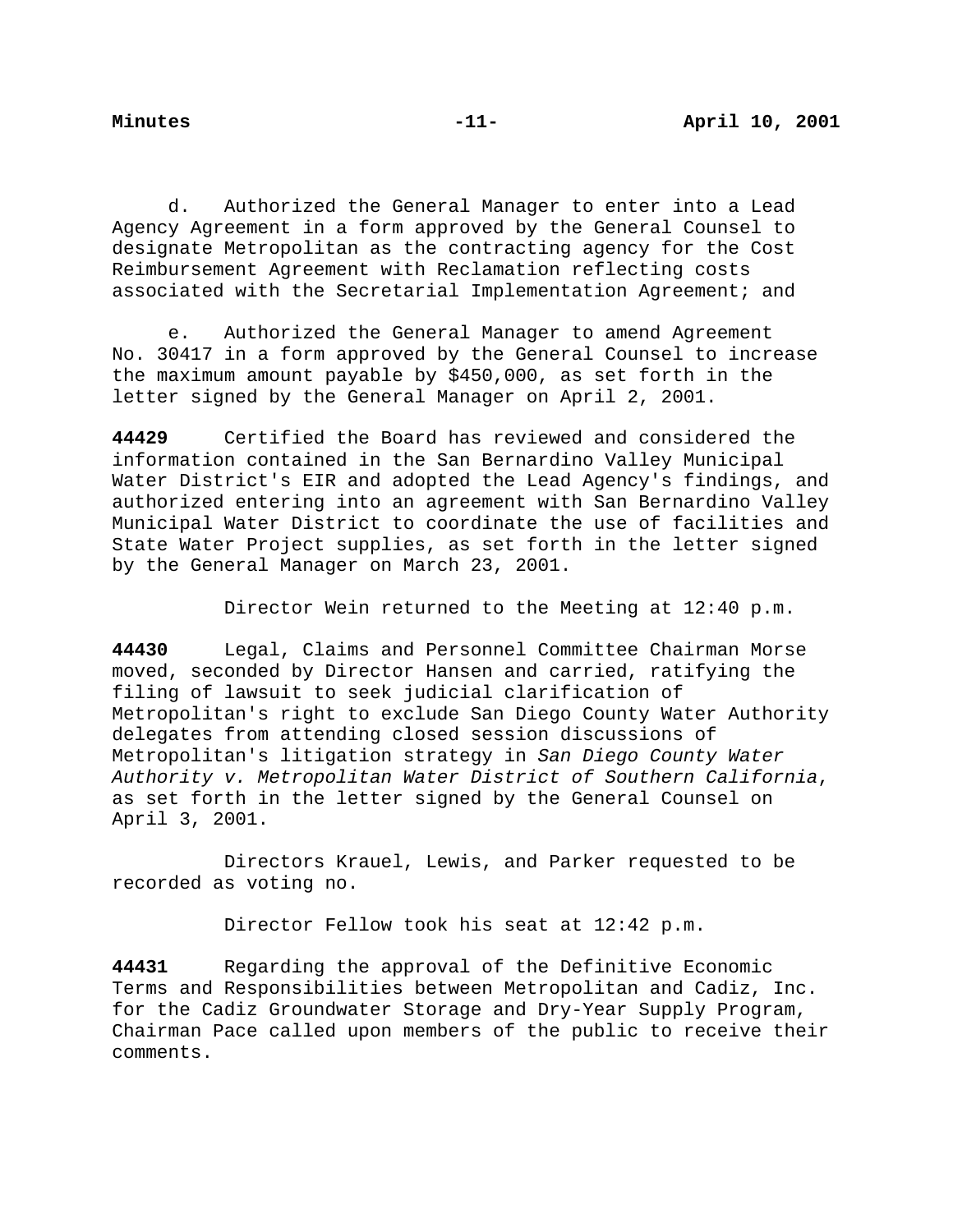d. Authorized the General Manager to enter into a Lead Agency Agreement in a form approved by the General Counsel to designate Metropolitan as the contracting agency for the Cost Reimbursement Agreement with Reclamation reflecting costs associated with the Secretarial Implementation Agreement; and

e. Authorized the General Manager to amend Agreement No. 30417 in a form approved by the General Counsel to increase the maximum amount payable by $450,000, as set forth in the letter signed by the General Manager on April 2, 2001.

**44429** Certified the Board has reviewed and considered the information contained in the San Bernardino Valley Municipal Water District's EIR and adopted the Lead Agency's findings, and authorized entering into an agreement with San Bernardino Valley Municipal Water District to coordinate the use of facilities and State Water Project supplies, as set forth in the letter signed by the General Manager on March 23, 2001.

Director Wein returned to the Meeting at 12:40 p.m.

**44430** Legal, Claims and Personnel Committee Chairman Morse moved, seconded by Director Hansen and carried, ratifying the filing of lawsuit to seek judicial clarification of Metropolitan's right to exclude San Diego County Water Authority delegates from attending closed session discussions of Metropolitan's litigation strategy in *San Diego County Water Authority v. Metropolitan Water District of Southern California*, as set forth in the letter signed by the General Counsel on April 3, 2001.

Directors Krauel, Lewis, and Parker requested to be recorded as voting no.

Director Fellow took his seat at 12:42 p.m.

**44431** Regarding the approval of the Definitive Economic Terms and Responsibilities between Metropolitan and Cadiz, Inc. for the Cadiz Groundwater Storage and Dry-Year Supply Program, Chairman Pace called upon members of the public to receive their comments.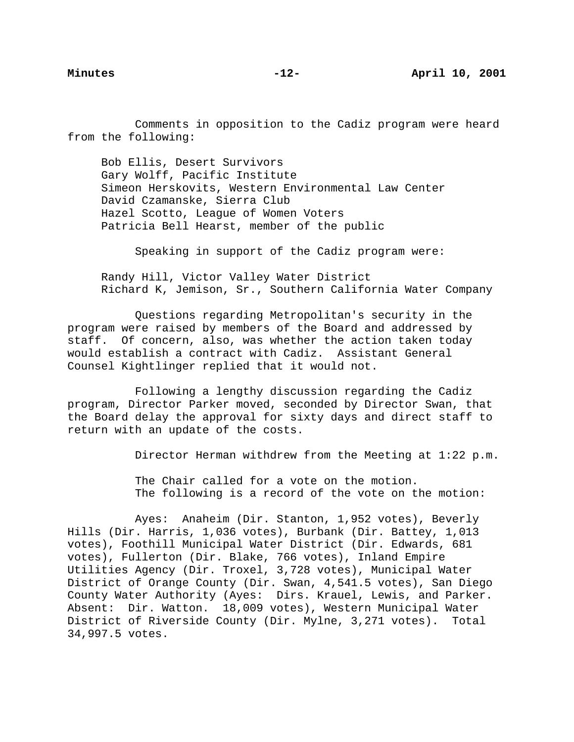Comments in opposition to the Cadiz program were heard from the following:

Bob Ellis, Desert Survivors
Gary Wolff, Pacific Institute
Simeon Herskovits, Western Environmental Law Center
David Czamanske, Sierra Club
Hazel Scotto, League of Women Voters
Patricia Bell Hearst, member of the public

Speaking in support of the Cadiz program were:

Randy Hill, Victor Valley Water District
Richard K, Jemison, Sr., Southern California Water Company

Questions regarding Metropolitan's security in the program were raised by members of the Board and addressed by staff. Of concern, also, was whether the action taken today would establish a contract with Cadiz. Assistant General Counsel Kightlinger replied that it would not.

Following a lengthy discussion regarding the Cadiz program, Director Parker moved, seconded by Director Swan, that the Board delay the approval for sixty days and direct staff to return with an update of the costs.

Director Herman withdrew from the Meeting at 1:22 p.m.

The Chair called for a vote on the motion.
The following is a record of the vote on the motion:

Ayes: Anaheim (Dir. Stanton, 1,952 votes), Beverly Hills (Dir. Harris, 1,036 votes), Burbank (Dir. Battey, 1,013 votes), Foothill Municipal Water District (Dir. Edwards, 681 votes), Fullerton (Dir. Blake, 766 votes), Inland Empire Utilities Agency (Dir. Troxel, 3,728 votes), Municipal Water District of Orange County (Dir. Swan, 4,541.5 votes), San Diego County Water Authority (Ayes: Dirs. Krauel, Lewis, and Parker. Absent: Dir. Watton. 18,009 votes), Western Municipal Water District of Riverside County (Dir. Mylne, 3,271 votes). Total 34,997.5 votes.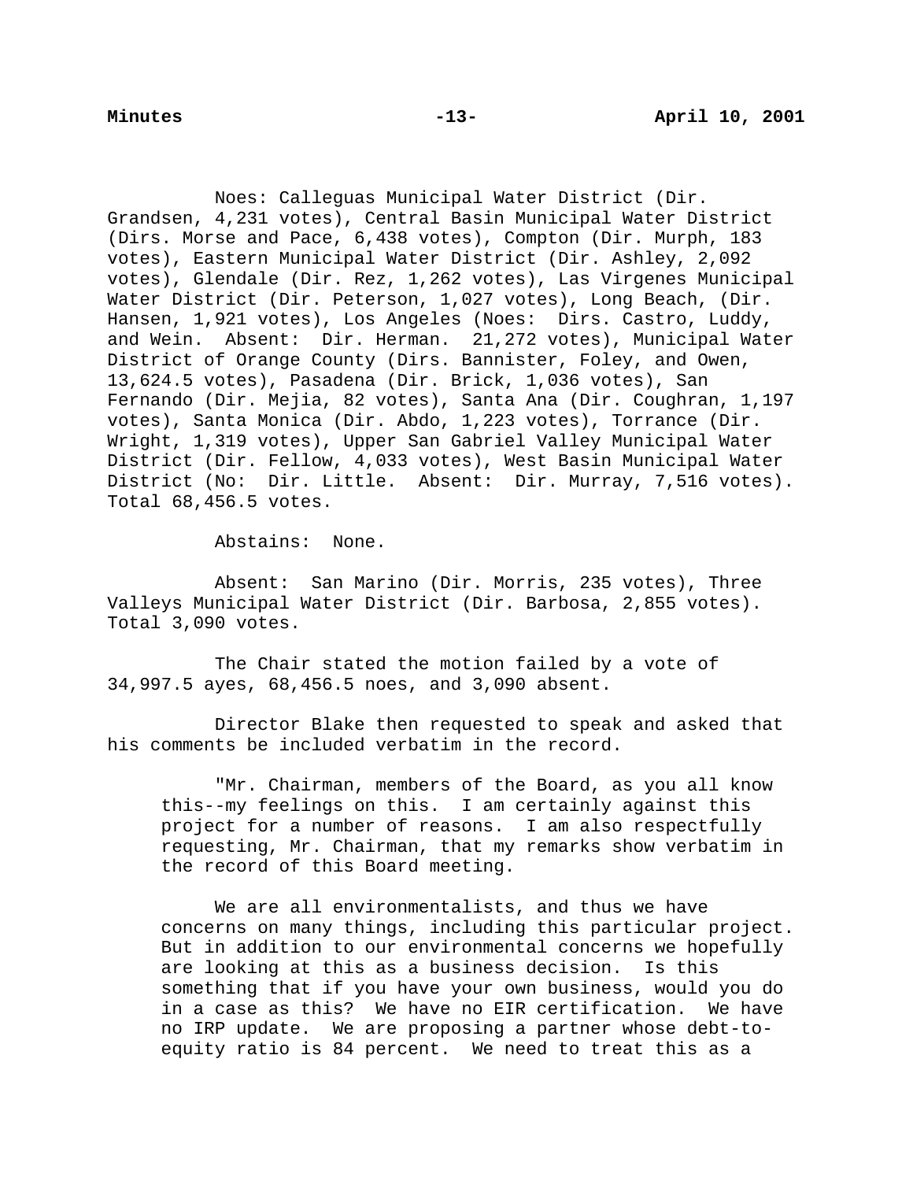Noes: Calleguas Municipal Water District (Dir. Grandsen, 4,231 votes), Central Basin Municipal Water District (Dirs. Morse and Pace, 6,438 votes), Compton (Dir. Murph, 183 votes), Eastern Municipal Water District (Dir. Ashley, 2,092 votes), Glendale (Dir. Rez, 1,262 votes), Las Virgenes Municipal Water District (Dir. Peterson, 1,027 votes), Long Beach, (Dir. Hansen, 1,921 votes), Los Angeles (Noes: Dirs. Castro, Luddy, and Wein. Absent: Dir. Herman. 21,272 votes), Municipal Water District of Orange County (Dirs. Bannister, Foley, and Owen, 13,624.5 votes), Pasadena (Dir. Brick, 1,036 votes), San Fernando (Dir. Mejia, 82 votes), Santa Ana (Dir. Coughran, 1,197 votes), Santa Monica (Dir. Abdo, 1,223 votes), Torrance (Dir. Wright, 1,319 votes), Upper San Gabriel Valley Municipal Water District (Dir. Fellow, 4,033 votes), West Basin Municipal Water District (No: Dir. Little. Absent: Dir. Murray, 7,516 votes). Total 68,456.5 votes.

Abstains: None.

Absent: San Marino (Dir. Morris, 235 votes), Three Valleys Municipal Water District (Dir. Barbosa, 2,855 votes). Total 3,090 votes.

The Chair stated the motion failed by a vote of 34,997.5 ayes, 68,456.5 noes, and 3,090 absent.

Director Blake then requested to speak and asked that his comments be included verbatim in the record.

> "Mr. Chairman, members of the Board, as you all know this--my feelings on this. I am certainly against this project for a number of reasons. I am also respectfully requesting, Mr. Chairman, that my remarks show verbatim in the record of this Board meeting.
>
> We are all environmentalists, and thus we have concerns on many things, including this particular project. But in addition to our environmental concerns we hopefully are looking at this as a business decision. Is this something that if you have your own business, would you do in a case as this? We have no EIR certification. We have no IRP update. We are proposing a partner whose debt-to-equity ratio is 84 percent. We need to treat this as a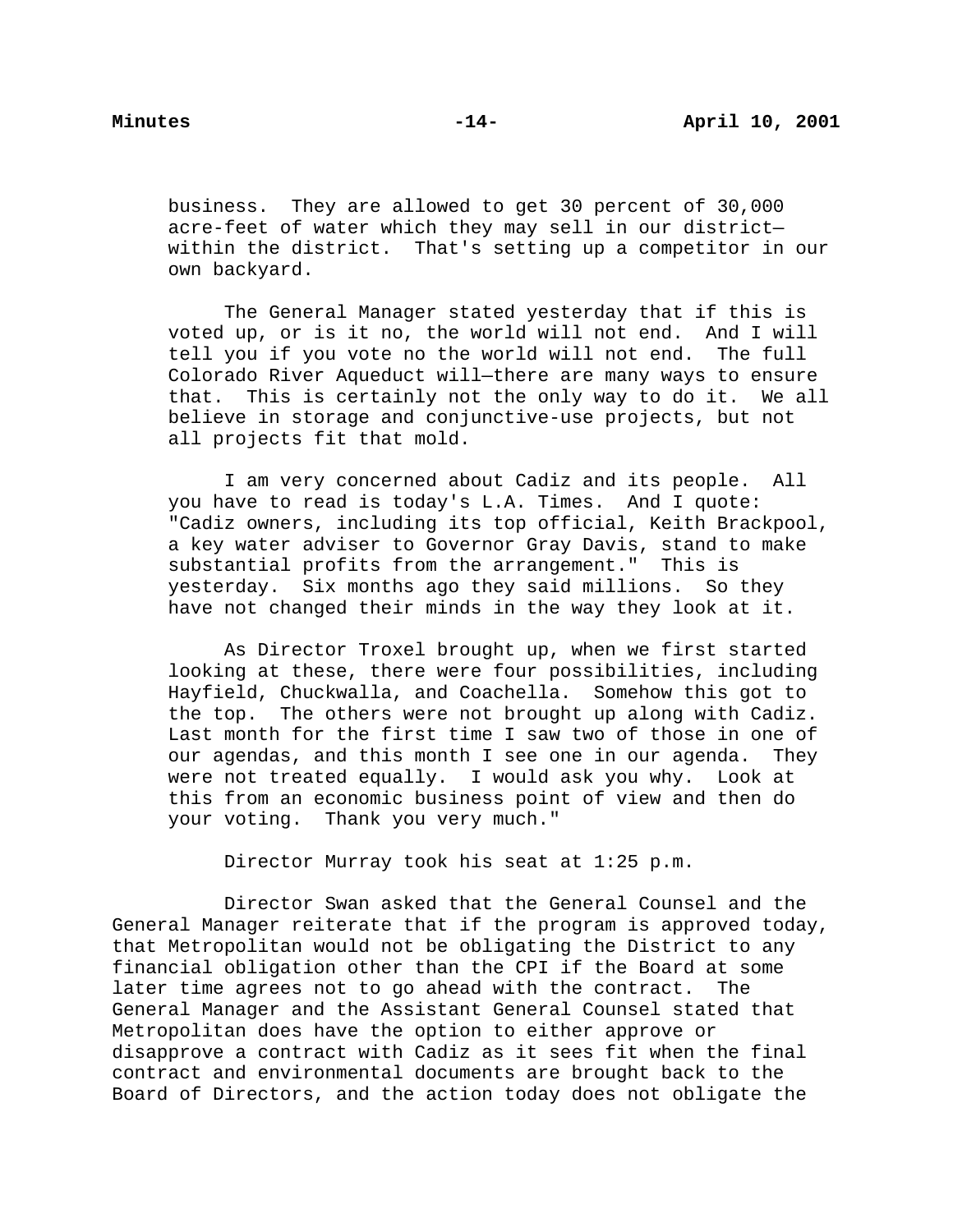business. They are allowed to get 30 percent of 30,000 acre-feet of water which they may sell in our district—within the district. That's setting up a competitor in our own backyard.

The General Manager stated yesterday that if this is voted up, or is it no, the world will not end. And I will tell you if you vote no the world will not end. The full Colorado River Aqueduct will—there are many ways to ensure that. This is certainly not the only way to do it. We all believe in storage and conjunctive-use projects, but not all projects fit that mold.

I am very concerned about Cadiz and its people. All you have to read is today's L.A. Times. And I quote: "Cadiz owners, including its top official, Keith Brackpool, a key water adviser to Governor Gray Davis, stand to make substantial profits from the arrangement." This is yesterday. Six months ago they said millions. So they have not changed their minds in the way they look at it.

As Director Troxel brought up, when we first started looking at these, there were four possibilities, including Hayfield, Chuckwalla, and Coachella. Somehow this got to the top. The others were not brought up along with Cadiz. Last month for the first time I saw two of those in one of our agendas, and this month I see one in our agenda. They were not treated equally. I would ask you why. Look at this from an economic business point of view and then do your voting. Thank you very much."

Director Murray took his seat at 1:25 p.m.

Director Swan asked that the General Counsel and the General Manager reiterate that if the program is approved today, that Metropolitan would not be obligating the District to any financial obligation other than the CPI if the Board at some later time agrees not to go ahead with the contract. The General Manager and the Assistant General Counsel stated that Metropolitan does have the option to either approve or disapprove a contract with Cadiz as it sees fit when the final contract and environmental documents are brought back to the Board of Directors, and the action today does not obligate the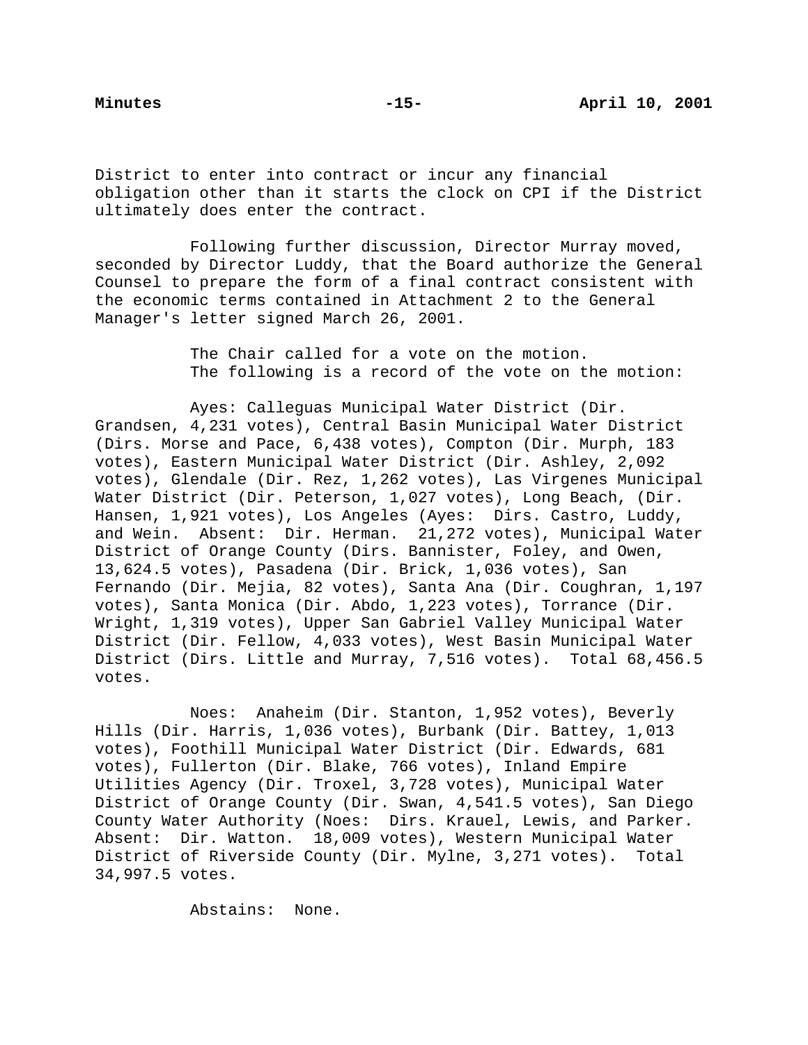District to enter into contract or incur any financial obligation other than it starts the clock on CPI if the District ultimately does enter the contract.

Following further discussion, Director Murray moved, seconded by Director Luddy, that the Board authorize the General Counsel to prepare the form of a final contract consistent with the economic terms contained in Attachment 2 to the General Manager's letter signed March 26, 2001.

The Chair called for a vote on the motion.
The following is a record of the vote on the motion:

Ayes: Calleguas Municipal Water District (Dir. Grandsen, 4,231 votes), Central Basin Municipal Water District (Dirs. Morse and Pace, 6,438 votes), Compton (Dir. Murph, 183 votes), Eastern Municipal Water District (Dir. Ashley, 2,092 votes), Glendale (Dir. Rez, 1,262 votes), Las Virgenes Municipal Water District (Dir. Peterson, 1,027 votes), Long Beach, (Dir. Hansen, 1,921 votes), Los Angeles (Ayes: Dirs. Castro, Luddy, and Wein. Absent: Dir. Herman. 21,272 votes), Municipal Water District of Orange County (Dirs. Bannister, Foley, and Owen, 13,624.5 votes), Pasadena (Dir. Brick, 1,036 votes), San Fernando (Dir. Mejia, 82 votes), Santa Ana (Dir. Coughran, 1,197 votes), Santa Monica (Dir. Abdo, 1,223 votes), Torrance (Dir. Wright, 1,319 votes), Upper San Gabriel Valley Municipal Water District (Dir. Fellow, 4,033 votes), West Basin Municipal Water District (Dirs. Little and Murray, 7,516 votes). Total 68,456.5 votes.

Noes: Anaheim (Dir. Stanton, 1,952 votes), Beverly Hills (Dir. Harris, 1,036 votes), Burbank (Dir. Battey, 1,013 votes), Foothill Municipal Water District (Dir. Edwards, 681 votes), Fullerton (Dir. Blake, 766 votes), Inland Empire Utilities Agency (Dir. Troxel, 3,728 votes), Municipal Water District of Orange County (Dir. Swan, 4,541.5 votes), San Diego County Water Authority (Noes: Dirs. Krauel, Lewis, and Parker. Absent: Dir. Watton. 18,009 votes), Western Municipal Water District of Riverside County (Dir. Mylne, 3,271 votes). Total 34,997.5 votes.

Abstains: None.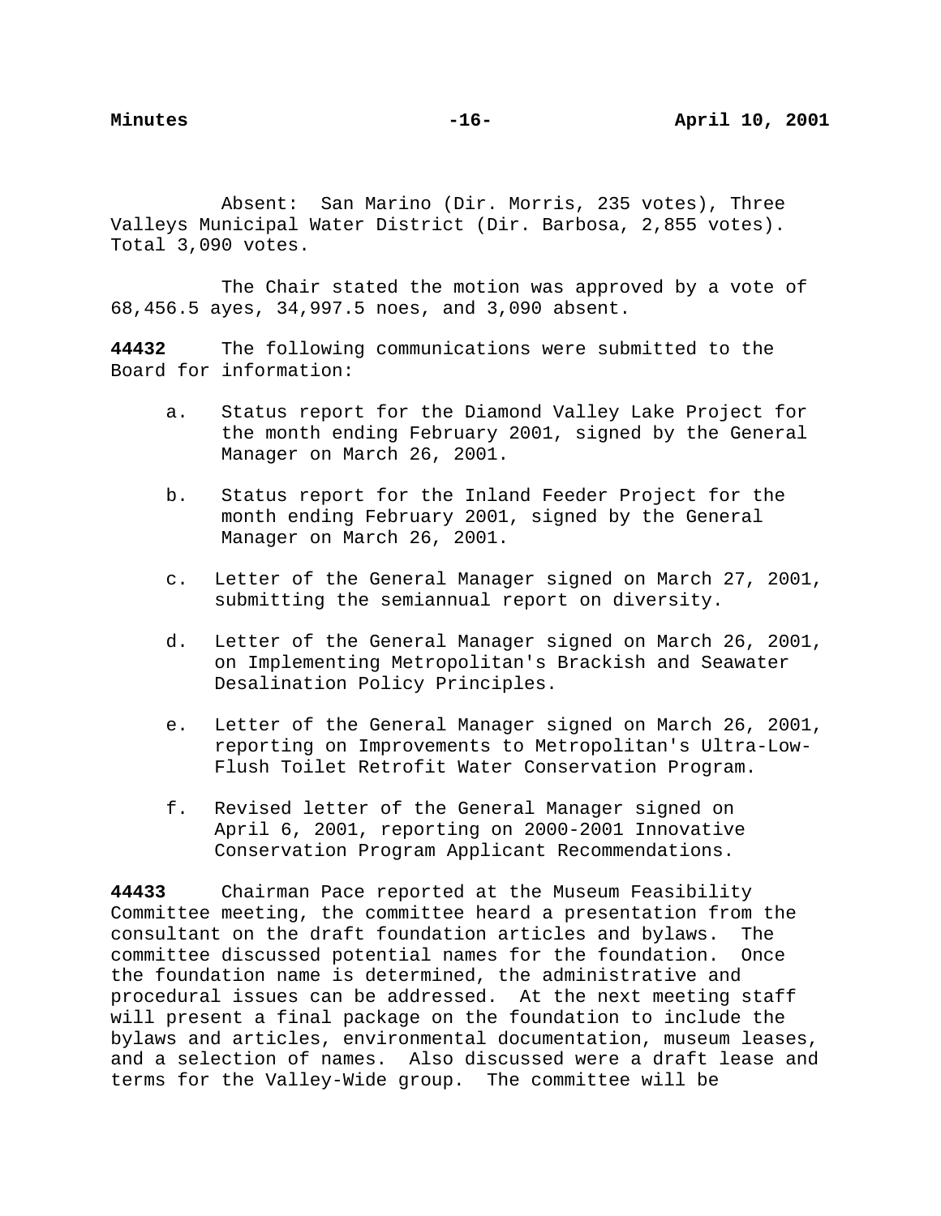Absent: San Marino (Dir. Morris, 235 votes), Three Valleys Municipal Water District (Dir. Barbosa, 2,855 votes). Total 3,090 votes.

The Chair stated the motion was approved by a vote of 68,456.5 ayes, 34,997.5 noes, and 3,090 absent.

**44432** The following communications were submitted to the Board for information:

a. Status report for the Diamond Valley Lake Project for the month ending February 2001, signed by the General Manager on March 26, 2001.

b. Status report for the Inland Feeder Project for the month ending February 2001, signed by the General Manager on March 26, 2001.

c. Letter of the General Manager signed on March 27, 2001, submitting the semiannual report on diversity.

d. Letter of the General Manager signed on March 26, 2001, on Implementing Metropolitan's Brackish and Seawater Desalination Policy Principles.

e. Letter of the General Manager signed on March 26, 2001, reporting on Improvements to Metropolitan's Ultra-Low-Flush Toilet Retrofit Water Conservation Program.

f. Revised letter of the General Manager signed on April 6, 2001, reporting on 2000-2001 Innovative Conservation Program Applicant Recommendations.

**44433** Chairman Pace reported at the Museum Feasibility Committee meeting, the committee heard a presentation from the consultant on the draft foundation articles and bylaws. The committee discussed potential names for the foundation. Once the foundation name is determined, the administrative and procedural issues can be addressed. At the next meeting staff will present a final package on the foundation to include the bylaws and articles, environmental documentation, museum leases, and a selection of names. Also discussed were a draft lease and terms for the Valley-Wide group. The committee will be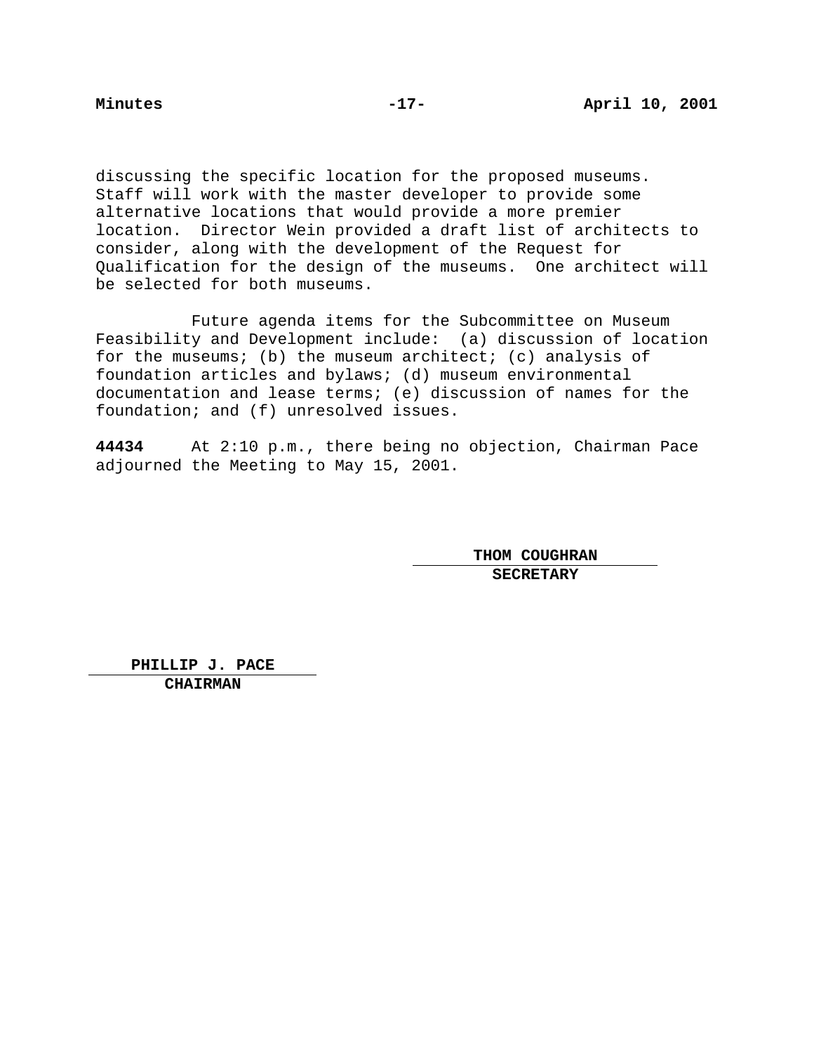discussing the specific location for the proposed museums. Staff will work with the master developer to provide some alternative locations that would provide a more premier location. Director Wein provided a draft list of architects to consider, along with the development of the Request for Qualification for the design of the museums. One architect will be selected for both museums.

Future agenda items for the Subcommittee on Museum Feasibility and Development include: (a) discussion of location for the museums; (b) the museum architect; (c) analysis of foundation articles and bylaws; (d) museum environmental documentation and lease terms; (e) discussion of names for the foundation; and (f) unresolved issues.

**44434** At 2:10 p.m., there being no objection, Chairman Pace adjourned the Meeting to May 15, 2001.

**THOM COUGHRAN**
**SECRETARY**

**PHILLIP J. PACE**
**CHAIRMAN**